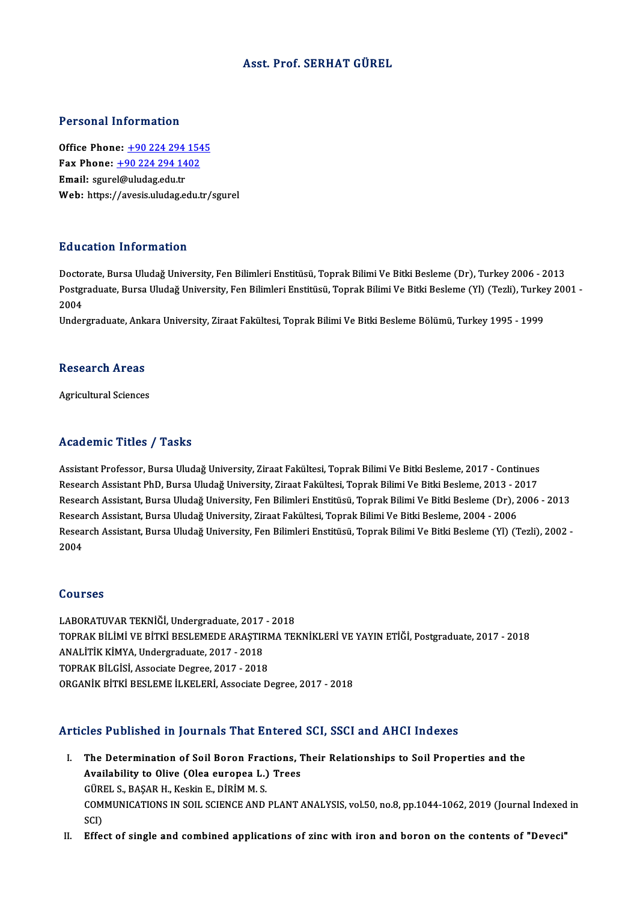# Asst. Prof. SERHAT GÜREL

## Personal Information

**Office Phone:** +90 224 294 1545
**Fax Phone:** +90 224 294 1402
**Email:** sgurel@uludag.edu.tr
**Web:** https://avesis.uludag.edu.tr/sgurel

## Education Information

Doctorate, Bursa Uludağ University, Fen Bilimleri Enstitüsü, Toprak Bilimi Ve Bitki Besleme (Dr), Turkey 2006 - 2013
Postgraduate, Bursa Uludağ University, Fen Bilimleri Enstitüsü, Toprak Bilimi Ve Bitki Besleme (Yl) (Tezli), Turkey 2001 - 2004
Undergraduate, Ankara University, Ziraat Fakültesi, Toprak Bilimi Ve Bitki Besleme Bölümü, Turkey 1995 - 1999

## Research Areas

Agricultural Sciences

## Academic Titles / Tasks

Assistant Professor, Bursa Uludağ University, Ziraat Fakültesi, Toprak Bilimi Ve Bitki Besleme, 2017 - Continues
Research Assistant PhD, Bursa Uludağ University, Ziraat Fakültesi, Toprak Bilimi Ve Bitki Besleme, 2013 - 2017
Research Assistant, Bursa Uludağ University, Fen Bilimleri Enstitüsü, Toprak Bilimi Ve Bitki Besleme (Dr), 2006 - 2013
Research Assistant, Bursa Uludağ University, Ziraat Fakültesi, Toprak Bilimi Ve Bitki Besleme, 2004 - 2006
Research Assistant, Bursa Uludağ University, Fen Bilimleri Enstitüsü, Toprak Bilimi Ve Bitki Besleme (Yl) (Tezli), 2002 - 2004

## Courses

LABORATUVAR TEKNİĞİ, Undergraduate, 2017 - 2018
TOPRAK BİLİMİ VE BİTKİ BESLEMEDE ARAŞTIRMA TEKNİKLERİ VE YAYIN ETİĞİ, Postgraduate, 2017 - 2018
ANALİTİK KİMYA, Undergraduate, 2017 - 2018
TOPRAK BİLGİSİ, Associate Degree, 2017 - 2018
ORGANİK BİTKİ BESLEME İLKELERİ, Associate Degree, 2017 - 2018

## Articles Published in Journals That Entered SCI, SSCI and AHCI Indexes

I. **The Determination of Soil Boron Fractions, Their Relationships to Soil Properties and the Availability to Olive (Olea europea L.) Trees**
GÜREL S., BAŞAR H., Keskin E., DİRİM M. S.
COMMUNICATIONS IN SOIL SCIENCE AND PLANT ANALYSIS, vol.50, no.8, pp.1044-1062, 2019 (Journal Indexed in SCI)

II. **Effect of single and combined applications of zinc with iron and boron on the contents of "Deveci"**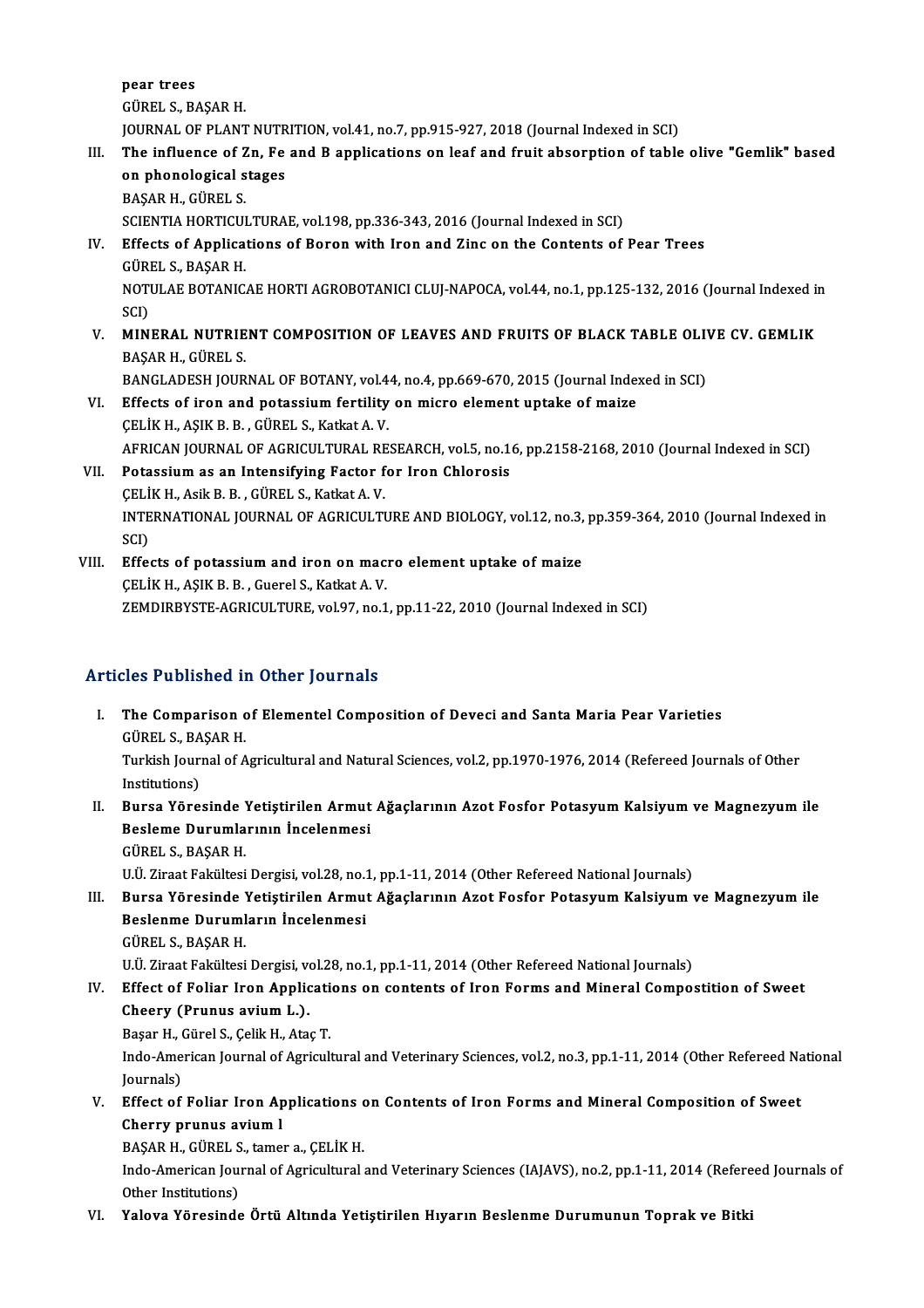pear trees
GÜREL S., BAŞAR H.
JOURNAL OF PLANT NUTRITION, vol.41, no.7, pp.915-927, 2018 (Journal Indexed in SCI)

III. **The influence of Zn, Fe and B applications on leaf and fruit absorption of table olive "Gemlik" based on phonological stages**
BAŞAR H., GÜREL S.
SCIENTIA HORTICULTURAE, vol.198, pp.336-343, 2016 (Journal Indexed in SCI)

IV. **Effects of Applications of Boron with Iron and Zinc on the Contents of Pear Trees**
GÜREL S., BAŞAR H.
NOTULAE BOTANICAE HORTI AGROBOTANICI CLUJ-NAPOCA, vol.44, no.1, pp.125-132, 2016 (Journal Indexed in SCI)

V. **MINERAL NUTRIENT COMPOSITION OF LEAVES AND FRUITS OF BLACK TABLE OLIVE CV. GEMLIK**
BAŞAR H., GÜREL S.
BANGLADESH JOURNAL OF BOTANY, vol.44, no.4, pp.669-670, 2015 (Journal Indexed in SCI)

VI. **Effects of iron and potassium fertility on micro element uptake of maize**
ÇELİK H., AŞIK B. B. , GÜREL S., Katkat A. V.
AFRICAN JOURNAL OF AGRICULTURAL RESEARCH, vol.5, no.16, pp.2158-2168, 2010 (Journal Indexed in SCI)

VII. **Potassium as an Intensifying Factor for Iron Chlorosis**
ÇELİK H., Asik B. B. , GÜREL S., Katkat A. V.
INTERNATIONAL JOURNAL OF AGRICULTURE AND BIOLOGY, vol.12, no.3, pp.359-364, 2010 (Journal Indexed in SCI)

VIII. **Effects of potassium and iron on macro element uptake of maize**
ÇELİK H., AŞIK B. B. , Guerel S., Katkat A. V.
ZEMDIRBYSTE-AGRICULTURE, vol.97, no.1, pp.11-22, 2010 (Journal Indexed in SCI)

## Articles Published in Other Journals

I. **The Comparison of Elementel Composition of Deveci and Santa Maria Pear Varieties**
GÜREL S., BAŞAR H.
Turkish Journal of Agricultural and Natural Sciences, vol.2, pp.1970-1976, 2014 (Refereed Journals of Other Institutions)

II. **Bursa Yöresinde Yetiştirilen Armut Ağaçlarının Azot Fosfor Potasyum Kalsiyum ve Magnezyum ile Besleme Durumlarının İncelenmesi**
GÜREL S., BAŞAR H.
U.Ü. Ziraat Fakültesi Dergisi, vol.28, no.1, pp.1-11, 2014 (Other Refereed National Journals)

III. **Bursa Yöresinde Yetiştirilen Armut Ağaçlarının Azot Fosfor Potasyum Kalsiyum ve Magnezyum ile Beslenme Durumlarn İncelenmesi**
GÜREL S., BAŞAR H.
U.Ü. Ziraat Fakültesi Dergisi, vol.28, no.1, pp.1-11, 2014 (Other Refereed National Journals)

IV. **Effect of Foliar Iron Applications on contents of Iron Forms and Mineral Compostition of Sweet Cheery (Prunus avium L.).**
Başar H., Gürel S., Çelik H., Ataç T.
Indo-American Journal of Agricultural and Veterinary Sciences, vol.2, no.3, pp.1-11, 2014 (Other Refereed National Journals)

V. **Effect of Foliar Iron Applications on Contents of Iron Forms and Mineral Composition of Sweet Cherry prunus avium l**
BAŞAR H., GÜREL S., tamer a., ÇELİK H.
Indo-American Journal of Agricultural and Veterinary Sciences (IAJAVS), no.2, pp.1-11, 2014 (Refereed Journals of Other Institutions)

VI. **Yalova Yöresinde Örtü Altında Yetiştirilen Hıyarın Beslenme Durumunun Toprak ve Bitki**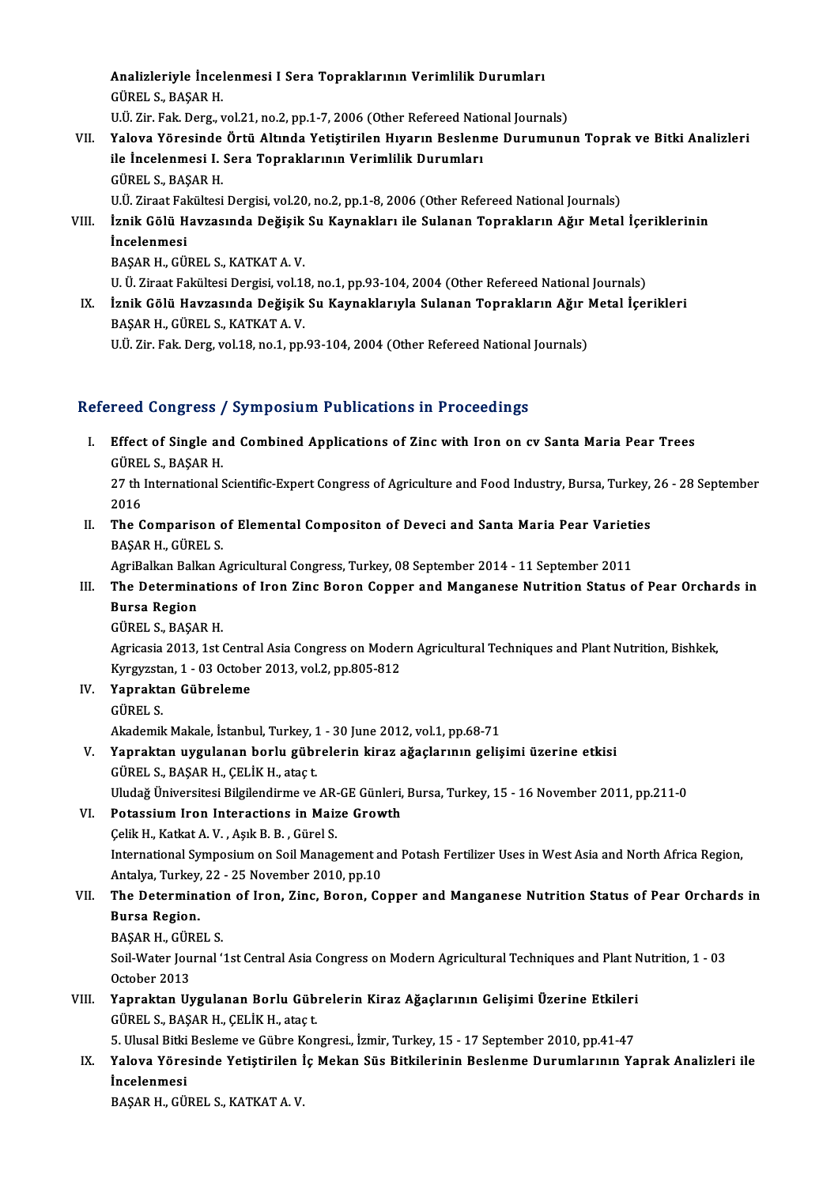Analizleriyle İncelenmesi I Sera Topraklarının Verimlilik Durumları
GÜREL S., BAŞAR H.
U.Ü. Zir. Fak. Derg., vol.21, no.2, pp.1-7, 2006 (Other Refereed National Journals)

VII. **Yalova Yöresinde Örtü Altında Yetiştirilen Hıyarın Beslenme Durumunun Toprak ve Bitki Analizleri ile İncelenmesi I. Sera Topraklarının Verimlilik Durumları**
GÜREL S., BAŞAR H.
U.Ü. Ziraat Fakültesi Dergisi, vol.20, no.2, pp.1-8, 2006 (Other Refereed National Journals)

VIII. **İznik Gölü Havzasında Değişik Su Kaynakları ile Sulanan Toprakların Ağır Metal İçeriklerinin İncelenmesi**
BAŞAR H., GÜREL S., KATKAT A. V.
U. Ü. Ziraat Fakültesi Dergisi, vol.18, no.1, pp.93-104, 2004 (Other Refereed National Journals)

IX. **İznik Gölü Havzasında Değişik Su Kaynaklarıyla Sulanan Toprakların Ağır Metal İçerikleri**
BAŞAR H., GÜREL S., KATKAT A. V.
U.Ü. Zir. Fak. Derg, vol.18, no.1, pp.93-104, 2004 (Other Refereed National Journals)

## Refereed Congress / Symposium Publications in Proceedings

I. **Effect of Single and Combined Applications of Zinc with Iron on cv Santa Maria Pear Trees**
GÜREL S., BAŞAR H.
27 th International Scientific-Expert Congress of Agriculture and Food Industry, Bursa, Turkey, 26 - 28 September 2016

II. **The Comparison of Elemental Compositon of Deveci and Santa Maria Pear Varieties**
BAŞAR H., GÜREL S.
AgriBalkan Balkan Agricultural Congress, Turkey, 08 September 2014 - 11 September 2011

III. **The Determinations of Iron Zinc Boron Copper and Manganese Nutrition Status of Pear Orchards in Bursa Region**
GÜREL S., BAŞAR H.
Agricasia 2013, 1st Central Asia Congress on Modern Agricultural Techniques and Plant Nutrition, Bishkek, Kyrgyzstan, 1 - 03 October 2013, vol.2, pp.805-812

IV. **Yapraktan Gübreleme**
GÜREL S.
Akademik Makale, İstanbul, Turkey, 1 - 30 June 2012, vol.1, pp.68-71

V. **Yapraktan uygulanan borlu gübrelerin kiraz ağaçlarının gelişimi üzerine etkisi**
GÜREL S., BAŞAR H., ÇELİK H., ataç t.
Uludağ Üniversitesi Bilgilendirme ve AR-GE Günleri, Bursa, Turkey, 15 - 16 November 2011, pp.211-0

VI. **Potassium Iron Interactions in Maize Growth**
Çelik H., Katkat A. V. , Aşık B. B. , Gürel S.
International Symposium on Soil Management and Potash Fertilizer Uses in West Asia and North Africa Region, Antalya, Turkey, 22 - 25 November 2010, pp.10

VII. **The Determination of Iron, Zinc, Boron, Copper and Manganese Nutrition Status of Pear Orchards in Bursa Region.**
BAŞAR H., GÜREL S.
Soil-Water Journal '1st Central Asia Congress on Modern Agricultural Techniques and Plant Nutrition, 1 - 03 October 2013

VIII. **Yapraktan Uygulanan Borlu Gübrelerin Kiraz Ağaçlarının Gelişimi Üzerine Etkileri**
GÜREL S., BAŞAR H., ÇELİK H., ataç t.
5. Ulusal Bitki Besleme ve Gübre Kongresi., İzmir, Turkey, 15 - 17 September 2010, pp.41-47

IX. **Yalova Yöresinde Yetiştirilen İç Mekan Süs Bitkilerinin Beslenme Durumlarının Yaprak Analizleri ile İncelenmesi**
BAŞAR H., GÜREL S., KATKAT A. V.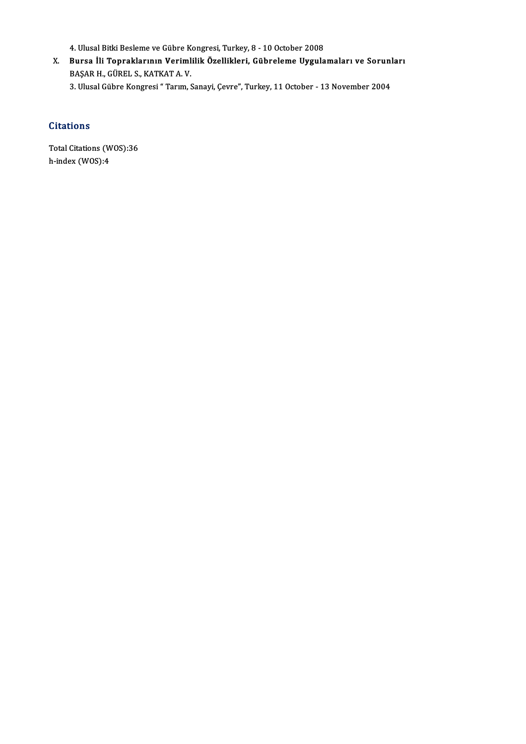4. Ulusal Bitki Besleme ve Gübre Kongresi, Turkey, 8 - 10 October 2008

X. **Bursa İli Topraklarının Verimlilik Özellikleri, Gübreleme Uygulamaları ve Sorunları**
BAŞAR H., GÜREL S., KATKAT A. V.
3. Ulusal Gübre Kongresi " Tarım, Sanayi, Çevre", Turkey, 11 October - 13 November 2004

## Citations

Total Citations (WOS):36
h-index (WOS):4